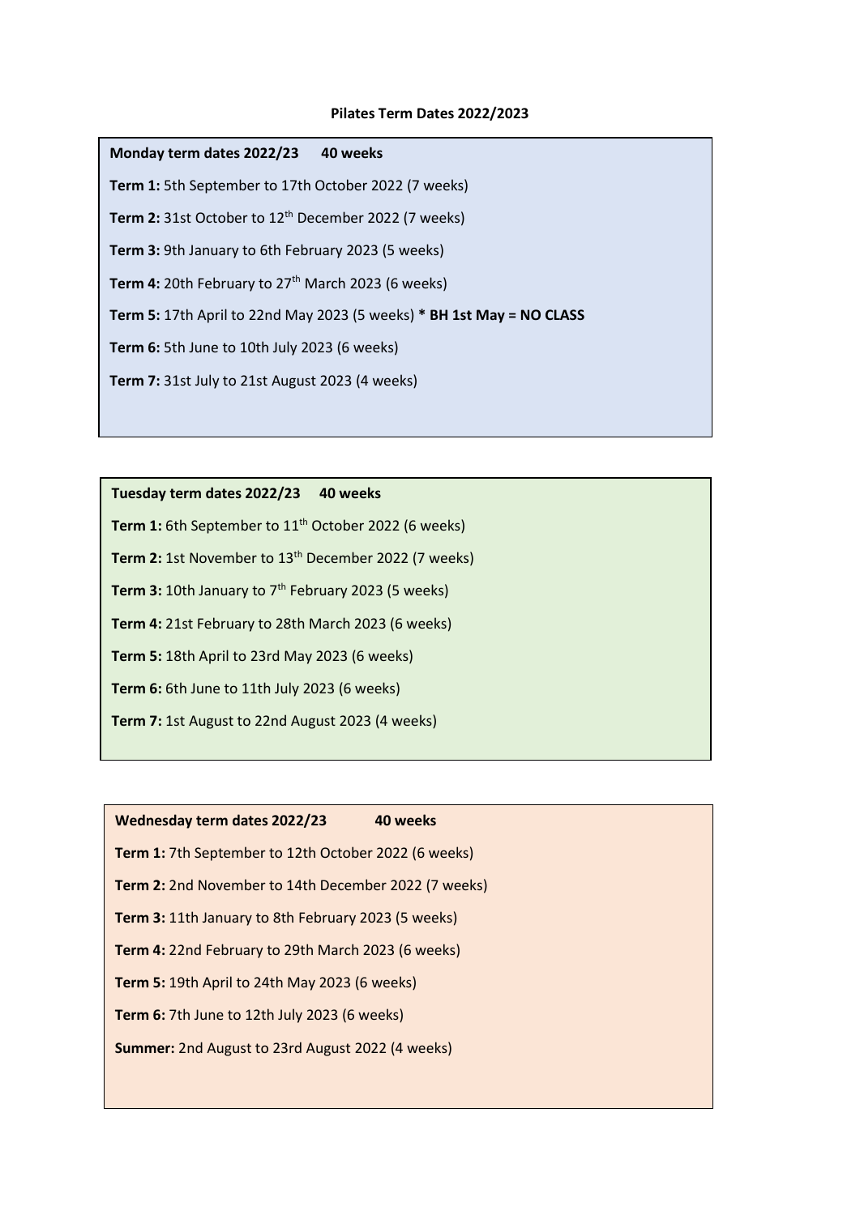# Pilates Term Dates 2022/2023

**Monday term dates 2022/23 40 weeks**

**Term 1:** 5th September to 17th October 2022 (7 weeks)

**Term 2:** 31st October to 12th December 2022 (7 weeks)

**Term 3:** 9th January to 6th February 2023 (5 weeks)

**Term 4:** 20th February to 27th March 2023 (6 weeks)

**Term 5:** 17th April to 22nd May 2023 (5 weeks) **\* BH 1st May = NO CLASS**

**Term 6:** 5th June to 10th July 2023 (6 weeks)

**Term 7:** 31st July to 21st August 2023 (4 weeks)

**Tuesday term dates 2022/23 40 weeks**

**Term 1:** 6th September to 11th October 2022 (6 weeks)

**Term 2:** 1st November to 13th December 2022 (7 weeks)

**Term 3:** 10th January to 7th February 2023 (5 weeks)

**Term 4:** 21st February to 28th March 2023 (6 weeks)

**Term 5:** 18th April to 23rd May 2023 (6 weeks)

**Term 6:** 6th June to 11th July 2023 (6 weeks)

**Term 7:** 1st August to 22nd August 2023 (4 weeks)

**Wednesday term dates 2022/23 40 weeks**

**Term 1:** 7th September to 12th October 2022 (6 weeks)

**Term 2:** 2nd November to 14th December 2022 (7 weeks)

**Term 3:** 11th January to 8th February 2023 (5 weeks)

**Term 4:** 22nd February to 29th March 2023 (6 weeks)

**Term 5:** 19th April to 24th May 2023 (6 weeks)

**Term 6:** 7th June to 12th July 2023 (6 weeks)

**Summer:** 2nd August to 23rd August 2022 (4 weeks)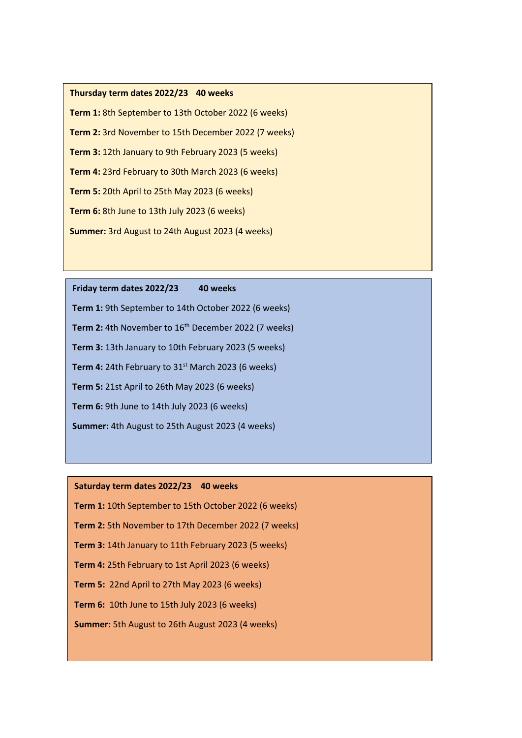**Thursday term dates 2022/23 40 weeks**

**Term 1:** 8th September to 13th October 2022 (6 weeks)

**Term 2:** 3rd November to 15th December 2022 (7 weeks)

**Term 3:** 12th January to 9th February 2023 (5 weeks)

**Term 4:** 23rd February to 30th March 2023 (6 weeks)

**Term 5:** 20th April to 25th May 2023 (6 weeks)

**Term 6:** 8th June to 13th July 2023 (6 weeks)

**Summer:** 3rd August to 24th August 2023 (4 weeks)

**Friday term dates 2022/23 40 weeks**

**Term 1:** 9th September to 14th October 2022 (6 weeks)

**Term 2:** 4th November to 16th December 2022 (7 weeks)

**Term 3:** 13th January to 10th February 2023 (5 weeks)

**Term 4:** 24th February to 31st March 2023 (6 weeks)

**Term 5:** 21st April to 26th May 2023 (6 weeks)

**Term 6:** 9th June to 14th July 2023 (6 weeks)

**Summer:** 4th August to 25th August 2023 (4 weeks)

**Saturday term dates 2022/23 40 weeks**

**Term 1:** 10th September to 15th October 2022 (6 weeks)

**Term 2:** 5th November to 17th December 2022 (7 weeks)

**Term 3:** 14th January to 11th February 2023 (5 weeks)

**Term 4:** 25th February to 1st April 2023 (6 weeks)

**Term 5:** 22nd April to 27th May 2023 (6 weeks)

**Term 6:** 10th June to 15th July 2023 (6 weeks)

**Summer:** 5th August to 26th August 2023 (4 weeks)